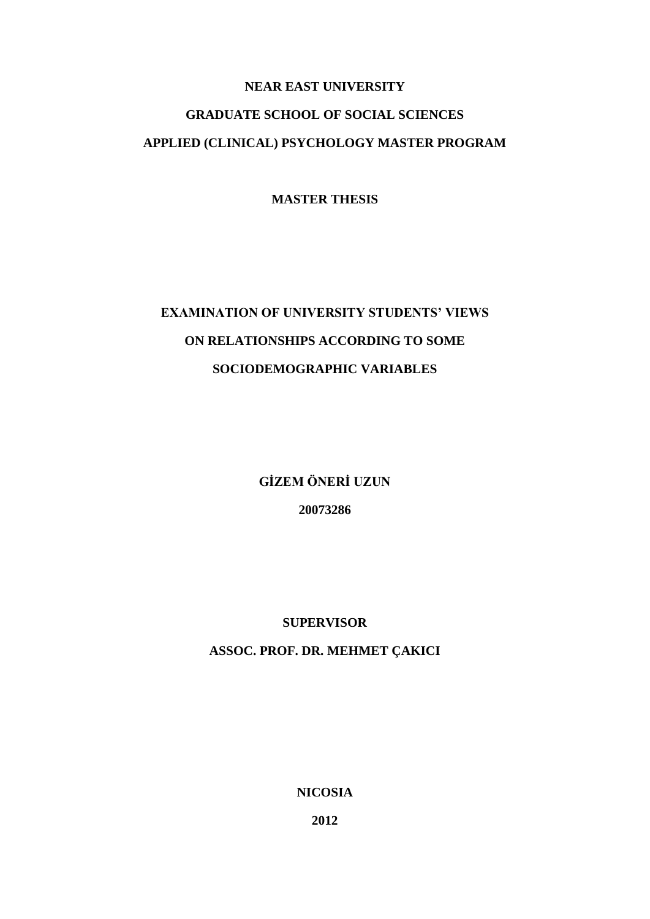**NEAR EAST UNIVERSITY**

**GRADUATE SCHOOL OF SOCIAL SCIENCES**

**APPLIED (CLINICAL) PSYCHOLOGY MASTER PROGRAM**

**MASTER THESIS**

# EXAMINATION OF UNIVERSITY STUDENTS' VIEWS ON RELATIONSHIPS ACCORDING TO SOME SOCIODEMOGRAPHIC VARIABLES

**GİZEM ÖNERİ UZUN**

**20073286**

**SUPERVISOR**

**ASSOC. PROF. DR. MEHMET ÇAKICI**

**NICOSIA**

**2012**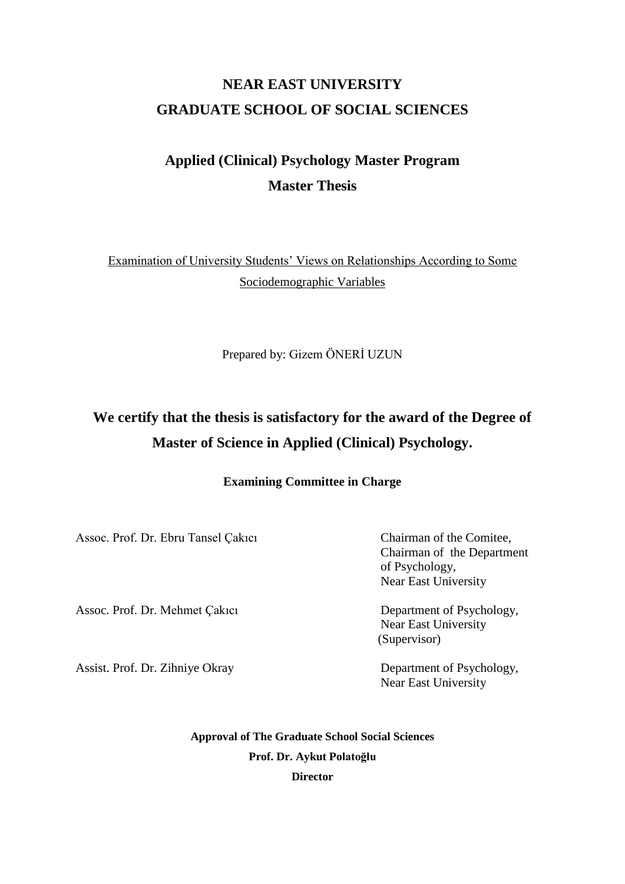# NEAR EAST UNIVERSITY
# GRADUATE SCHOOL OF SOCIAL SCIENCES

## Applied (Clinical) Psychology Master Program
## Master Thesis

Examination of University Students' Views on Relationships According to Some Sociodemographic Variables

Prepared by: Gizem ÖNERİ UZUN

**We certify that the thesis is satisfactory for the award of the Degree of Master of Science in Applied (Clinical) Psychology.**

**Examining Committee in Charge**

| | |
|---|---|
| Assoc. Prof. Dr. Ebru Tansel Çakıcı | Chairman of the Comitee, Chairman of the Department of Psychology, Near East University |
| Assoc. Prof. Dr. Mehmet Çakıcı | Department of Psychology, Near East University (Supervisor) |
| Assist. Prof. Dr. Zihniye Okray | Department of Psychology, Near East University |

**Approval of The Graduate School Social Sciences**

**Prof. Dr. Aykut Polatoğlu**

**Director**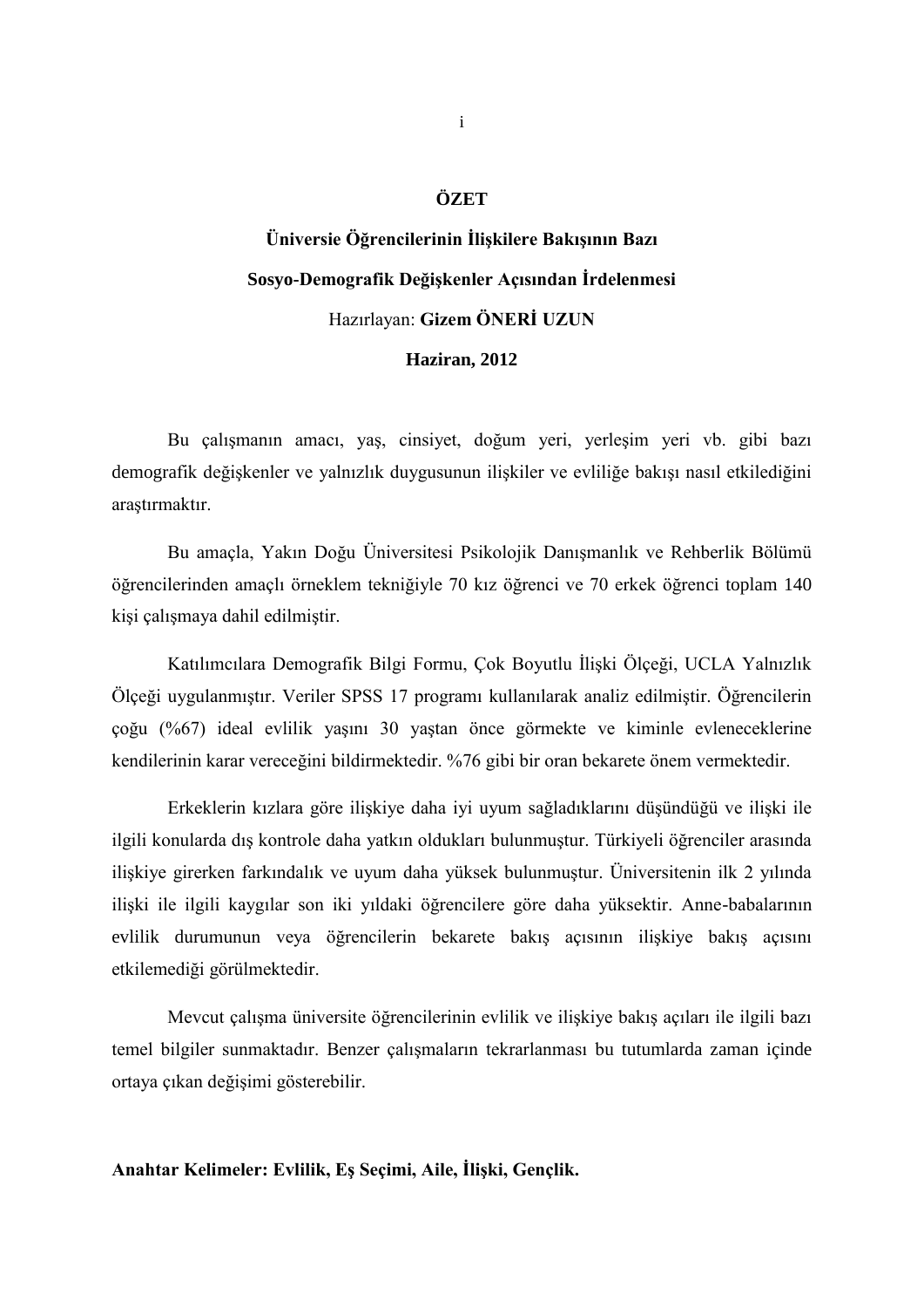# ÖZET

**Üniversie Öğrencilerinin İlişkilere Bakışının Bazı Sosyo-Demografik Değişkenler Açısından İrdelenmesi**

Hazırlayan: **Gizem ÖNERİ UZUN**

**Haziran, 2012**

Bu çalışmanın amacı, yaş, cinsiyet, doğum yeri, yerleşim yeri vb. gibi bazı demografik değişkenler ve yalnızlık duygusunun ilişkiler ve evliliğe bakışı nasıl etkilediğini araştırmaktır.

Bu amaçla, Yakın Doğu Üniversitesi Psikolojik Danışmanlık ve Rehberlik Bölümü öğrencilerinden amaçlı örneklem tekniğiyle 70 kız öğrenci ve 70 erkek öğrenci toplam 140 kişi çalışmaya dahil edilmiştir.

Katılımcılara Demografik Bilgi Formu, Çok Boyutlu İlişki Ölçeği, UCLA Yalnızlık Ölçeği uygulanmıştır. Veriler SPSS 17 programı kullanılarak analiz edilmiştir. Öğrencilerin çoğu (%67) ideal evlilik yaşını 30 yaştan önce görmekte ve kiminle evleneceklerine kendilerinin karar vereceğini bildirmektedir. %76 gibi bir oran bekarete önem vermektedir.

Erkeklerin kızlara göre ilişkiye daha iyi uyum sağladıklarını düşündüğü ve ilişki ile ilgili konularda dış kontrole daha yatkın oldukları bulunmuştur. Türkiyeli öğrenciler arasında ilişkiye girerken farkındalık ve uyum daha yüksek bulunmuştur. Üniversitenin ilk 2 yılında ilişki ile ilgili kaygılar son iki yıldaki öğrencilere göre daha yüksektir. Anne-babalarının evlilik durumunun veya öğrencilerin bekarete bakış açısının ilişkiye bakış açısını etkilemediği görülmektedir.

Mevcut çalışma üniversite öğrencilerinin evlilik ve ilişkiye bakış açıları ile ilgili bazı temel bilgiler sunmaktadır. Benzer çalışmaların tekrarlanması bu tutumlarda zaman içinde ortaya çıkan değişimi gösterebilir.

**Anahtar Kelimeler: Evlilik, Eş Seçimi, Aile, İlişki, Gençlik.**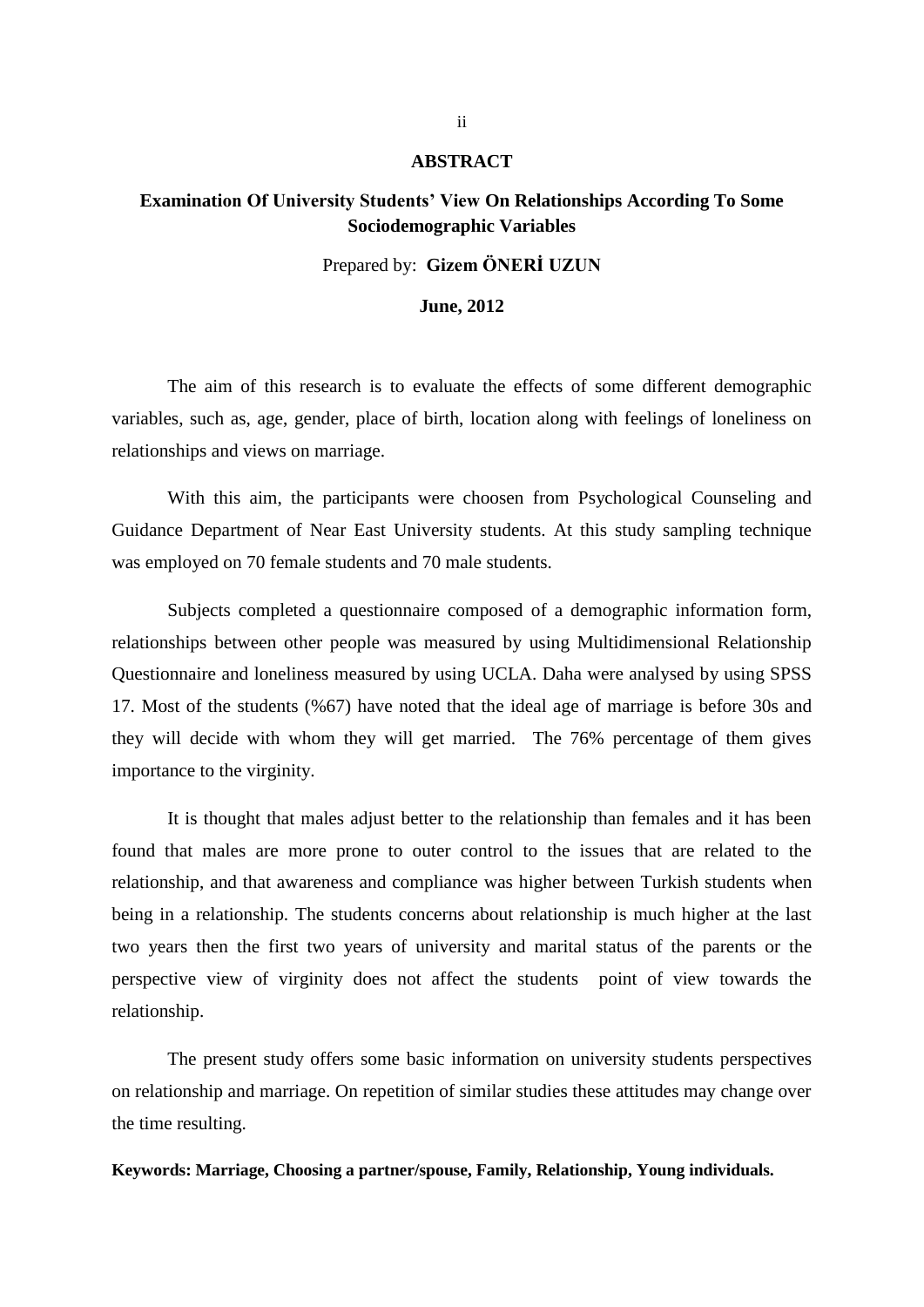# ABSTRACT

## Examination Of University Students' View On Relationships According To Some Sociodemographic Variables

Prepared by: **Gizem ÖNERİ UZUN**

**June, 2012**

The aim of this research is to evaluate the effects of some different demographic variables, such as, age, gender, place of birth, location along with feelings of loneliness on relationships and views on marriage.

With this aim, the participants were choosen from Psychological Counseling and Guidance Department of Near East University students. At this study sampling technique was employed on 70 female students and 70 male students.

Subjects completed a questionnaire composed of a demographic information form, relationships between other people was measured by using Multidimensional Relationship Questionnaire and loneliness measured by using UCLA. Daha were analysed by using SPSS 17. Most of the students (%67) have noted that the ideal age of marriage is before 30s and they will decide with whom they will get married. The 76% percentage of them gives importance to the virginity.

It is thought that males adjust better to the relationship than females and it has been found that males are more prone to outer control to the issues that are related to the relationship, and that awareness and compliance was higher between Turkish students when being in a relationship. The students concerns about relationship is much higher at the last two years then the first two years of university and marital status of the parents or the perspective view of virginity does not affect the students point of view towards the relationship.

The present study offers some basic information on university students perspectives on relationship and marriage. On repetition of similar studies these attitudes may change over the time resulting.

**Keywords: Marriage, Choosing a partner/spouse, Family, Relationship, Young individuals.**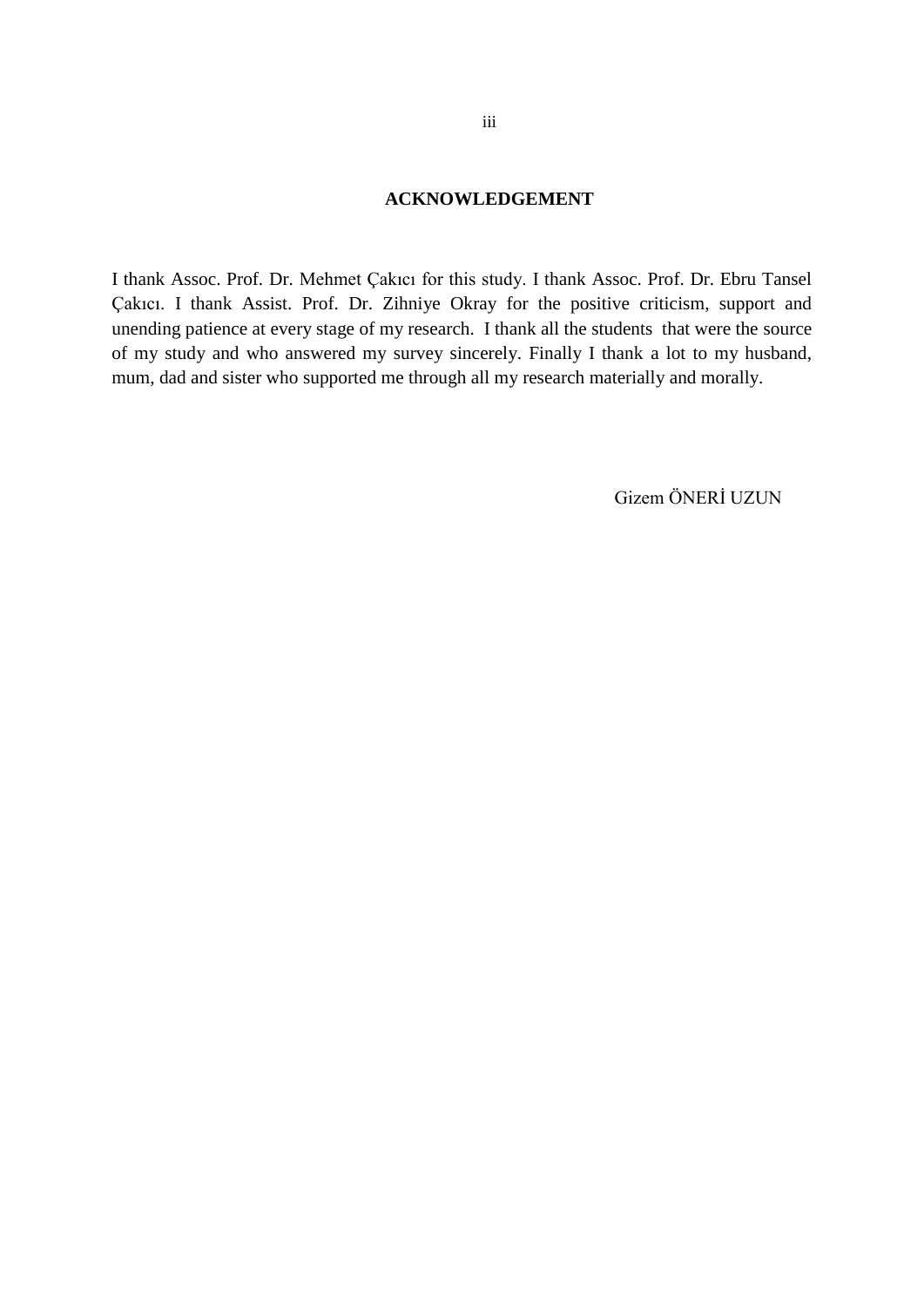## ACKNOWLEDGEMENT

I thank Assoc. Prof. Dr. Mehmet Çakıcı for this study. I thank Assoc. Prof. Dr. Ebru Tansel Çakıcı. I thank Assist. Prof. Dr. Zihniye Okray for the positive criticism, support and unending patience at every stage of my research. I thank all the students that were the source of my study and who answered my survey sincerely. Finally I thank a lot to my husband, mum, dad and sister who supported me through all my research materially and morally.

Gizem ÖNERİ UZUN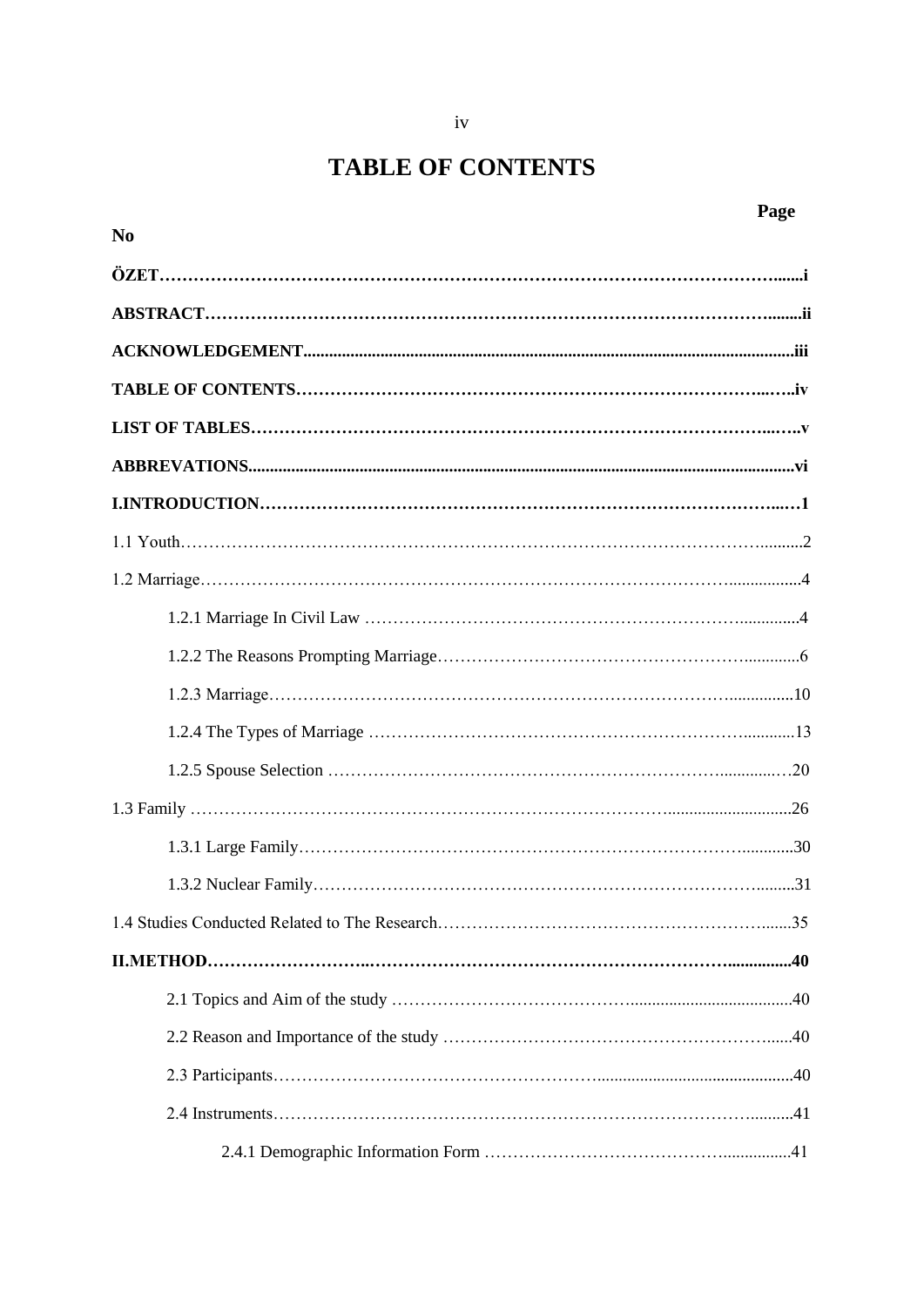# TABLE OF CONTENTS

| No | Page |
|---|---|
| **ÖZET** | **i** |
| **ABSTRACT** | **ii** |
| **ACKNOWLEDGEMENT** | **iii** |
| **TABLE OF CONTENTS** | **iv** |
| **LIST OF TABLES** | **v** |
| **ABBREVATIONS** | **vi** |
| **I.INTRODUCTION** | **1** |
| 1.1 Youth | 2 |
| 1.2 Marriage | 4 |
| 1.2.1 Marriage In Civil Law | 4 |
| 1.2.2 The Reasons Prompting Marriage | 6 |
| 1.2.3 Marriage | 10 |
| 1.2.4 The Types of Marriage | 13 |
| 1.2.5 Spouse Selection | 20 |
| 1.3 Family | 26 |
| 1.3.1 Large Family | 30 |
| 1.3.2 Nuclear Family | 31 |
| 1.4 Studies Conducted Related to The Research | 35 |
| **II.METHOD** | **40** |
| 2.1 Topics and Aim of the study | 40 |
| 2.2 Reason and Importance of the study | 40 |
| 2.3 Participants | 40 |
| 2.4 Instruments | 41 |
| 2.4.1 Demographic Information Form | 41 |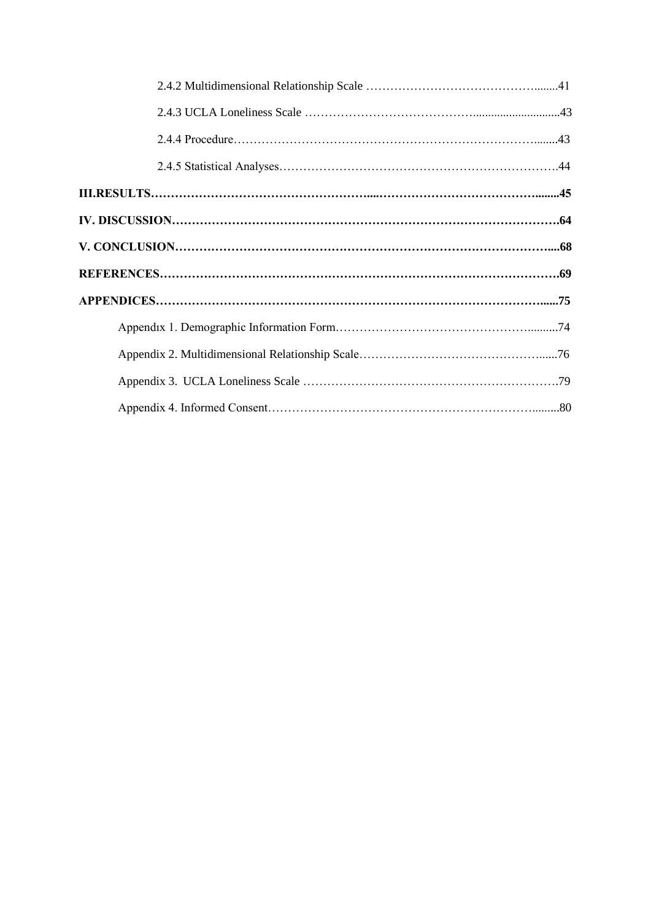2.4.2 Multidimensional Relationship Scale ……………………………………........41

2.4.3 UCLA Loneliness Scale ……………………………………............................43

2.4.4 Procedure…………………………………………………………………........43

2.4.5 Statistical Analyses…………………………………………………………….44

**III.RESULTS…………………………………………....……………………………........45**

**IV. DISCUSSION……………………………………………………………………………….64**

**V. CONCLUSION……………………………………………………………………………....68**

**REFERENCES……………………………………………………………………………….69**

**APPENDICES…………………………………………………………………………….......75**

Appendıx 1. Demographic Information Form…………………………………………..........74

Appendix 2. Multidimensional Relationship Scale……………………………………….......76

Appendix 3. UCLA Loneliness Scale ……………………………………………………….79

Appendix 4. Informed Consent……………………………………………………….........80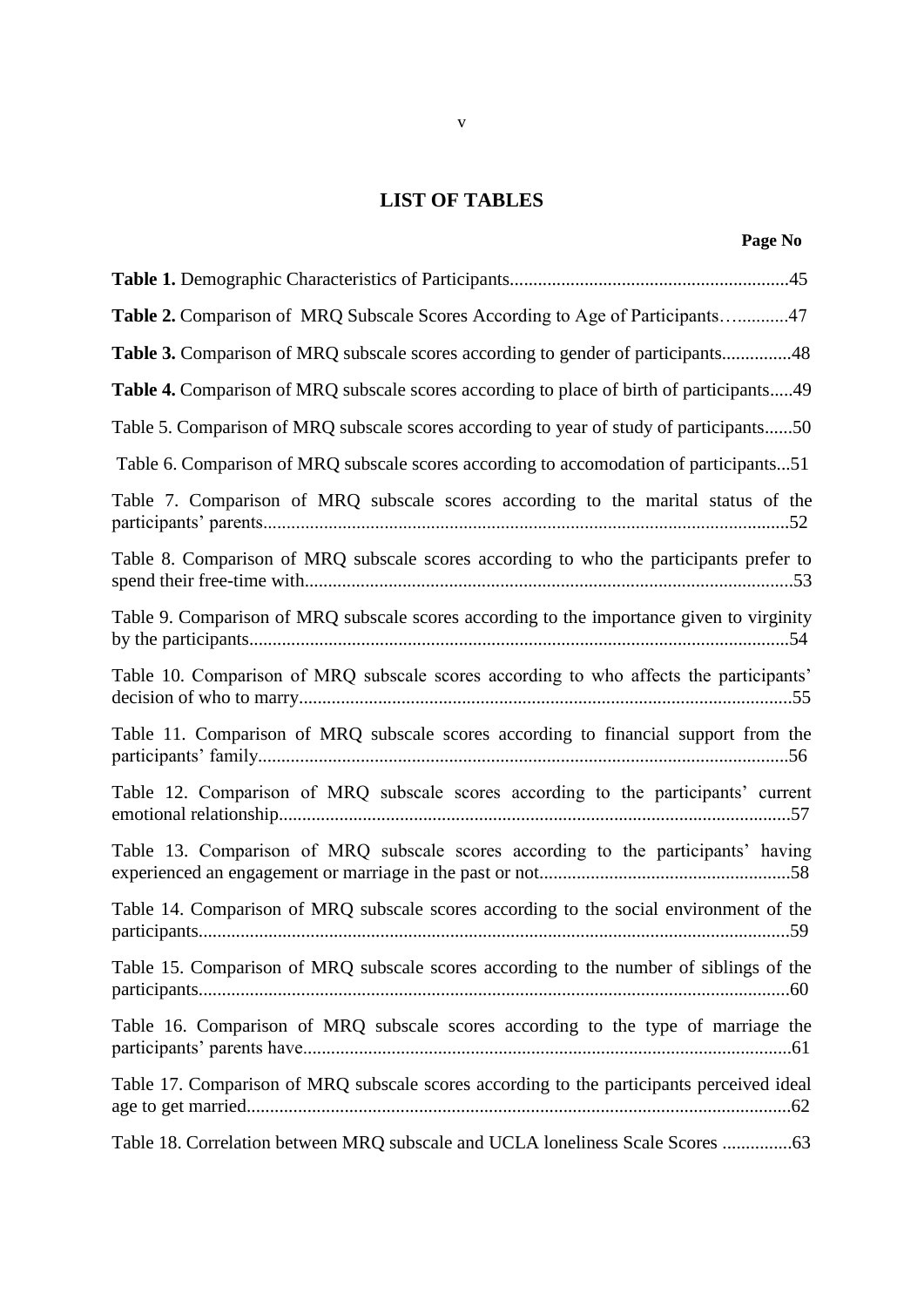## LIST OF TABLES

**Page No**

**Table 1.** Demographic Characteristics of Participants............................................................45

**Table 2.** Comparison of MRQ Subscale Scores According to Age of Participants…...........47

**Table 3.** Comparison of MRQ subscale scores according to gender of participants..............48

**Table 4.** Comparison of MRQ subscale scores according to place of birth of participants.....49

Table 5. Comparison of MRQ subscale scores according to year of study of participants......50

Table 6. Comparison of MRQ subscale scores according to accomodation of participants...51

Table 7. Comparison of MRQ subscale scores according to the marital status of the participants' parents................................................................................................................52

Table 8. Comparison of MRQ subscale scores according to who the participants prefer to spend their free-time with........................................................................................................53

Table 9. Comparison of MRQ subscale scores according to the importance given to virginity by the participants...................................................................................................................54

Table 10. Comparison of MRQ subscale scores according to who affects the participants' decision of who to marry.........................................................................................................55

Table 11. Comparison of MRQ subscale scores according to financial support from the participants' family.................................................................................................................56

Table 12. Comparison of MRQ subscale scores according to the participants' current emotional relationship.............................................................................................................57

Table 13. Comparison of MRQ subscale scores according to the participants' having experienced an engagement or marriage in the past or not......................................................58

Table 14. Comparison of MRQ subscale scores according to the social environment of the participants..............................................................................................................................59

Table 15. Comparison of MRQ subscale scores according to the number of siblings of the participants..............................................................................................................................60

Table 16. Comparison of MRQ subscale scores according to the type of marriage the participants' parents have........................................................................................................61

Table 17. Comparison of MRQ subscale scores according to the participants perceived ideal age to get married....................................................................................................................62

Table 18. Correlation between MRQ subscale and UCLA loneliness Scale Scores ...............63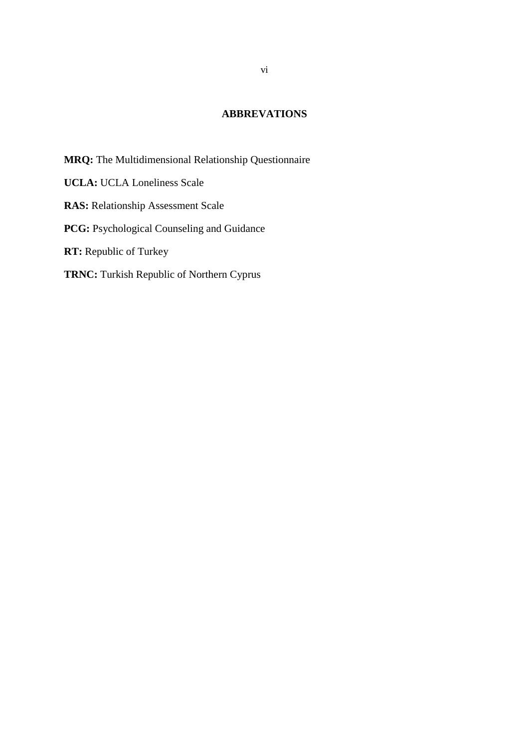## ABBREVATIONS

**MRQ:** The Multidimensional Relationship Questionnaire

**UCLA:** UCLA Loneliness Scale

**RAS:** Relationship Assessment Scale

**PCG:** Psychological Counseling and Guidance

**RT:** Republic of Turkey

**TRNC:** Turkish Republic of Northern Cyprus